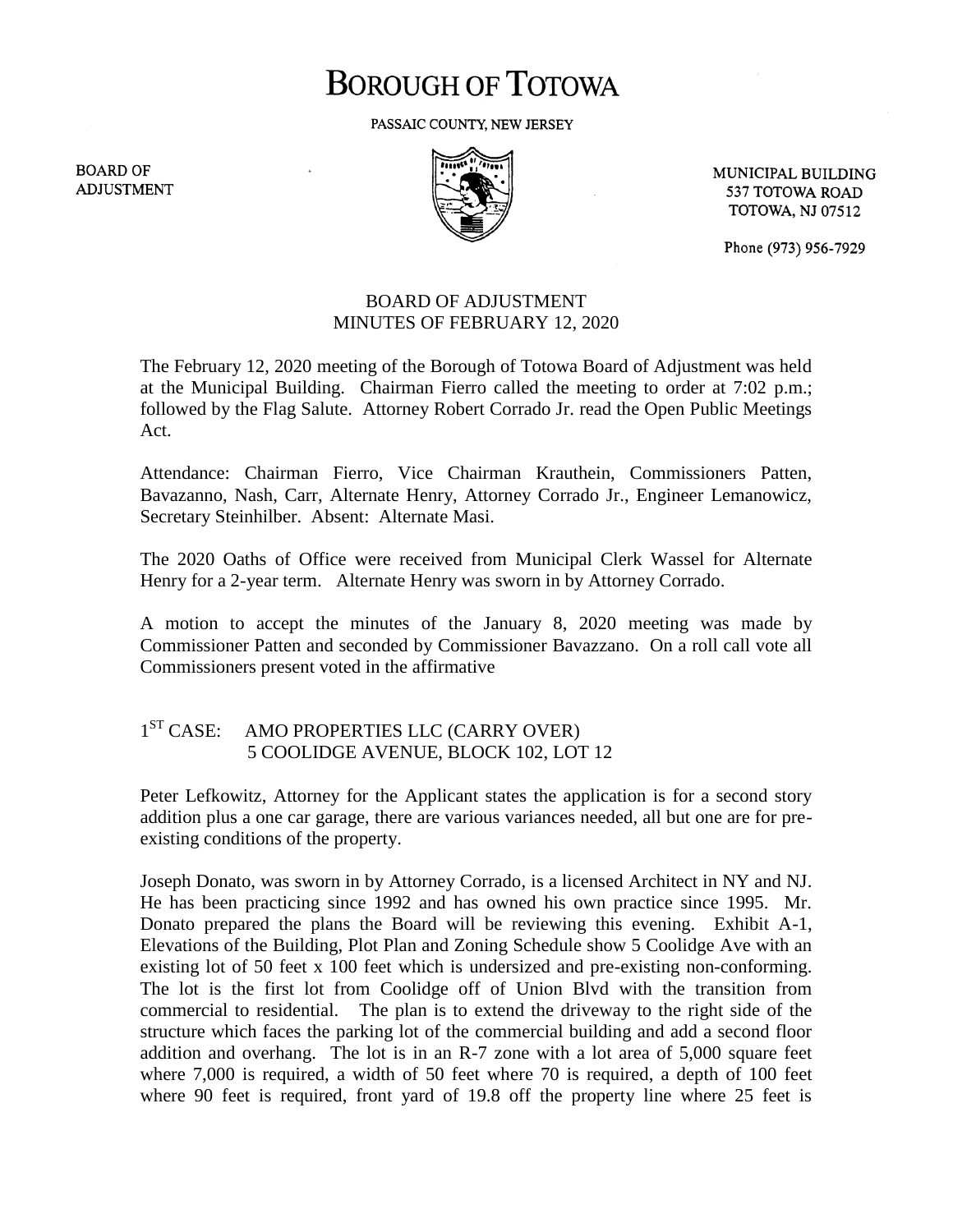# BOROUGH OF TOTOWA

PASSAIC COUNTY, NEW JERSEY

BOARD OF ADJUSTMENT

MUNICIPAL BUILDING
537 TOTOWA ROAD
TOTOWA, NJ 07512

Phone (973) 956-7929

BOARD OF ADJUSTMENT
MINUTES OF FEBRUARY 12, 2020

The February 12, 2020 meeting of the Borough of Totowa Board of Adjustment was held at the Municipal Building. Chairman Fierro called the meeting to order at 7:02 p.m.; followed by the Flag Salute. Attorney Robert Corrado Jr. read the Open Public Meetings Act.

Attendance: Chairman Fierro, Vice Chairman Krauthein, Commissioners Patten, Bavazanno, Nash, Carr, Alternate Henry, Attorney Corrado Jr., Engineer Lemanowicz, Secretary Steinhilber. Absent: Alternate Masi.

The 2020 Oaths of Office were received from Municipal Clerk Wassel for Alternate Henry for a 2-year term. Alternate Henry was sworn in by Attorney Corrado.

A motion to accept the minutes of the January 8, 2020 meeting was made by Commissioner Patten and seconded by Commissioner Bavazzano. On a roll call vote all Commissioners present voted in the affirmative

1ST CASE: AMO PROPERTIES LLC (CARRY OVER)
5 COOLIDGE AVENUE, BLOCK 102, LOT 12

Peter Lefkowitz, Attorney for the Applicant states the application is for a second story addition plus a one car garage, there are various variances needed, all but one are for pre-existing conditions of the property.

Joseph Donato, was sworn in by Attorney Corrado, is a licensed Architect in NY and NJ. He has been practicing since 1992 and has owned his own practice since 1995. Mr. Donato prepared the plans the Board will be reviewing this evening. Exhibit A-1, Elevations of the Building, Plot Plan and Zoning Schedule show 5 Coolidge Ave with an existing lot of 50 feet x 100 feet which is undersized and pre-existing non-conforming. The lot is the first lot from Coolidge off of Union Blvd with the transition from commercial to residential. The plan is to extend the driveway to the right side of the structure which faces the parking lot of the commercial building and add a second floor addition and overhang. The lot is in an R-7 zone with a lot area of 5,000 square feet where 7,000 is required, a width of 50 feet where 70 is required, a depth of 100 feet where 90 feet is required, front yard of 19.8 off the property line where 25 feet is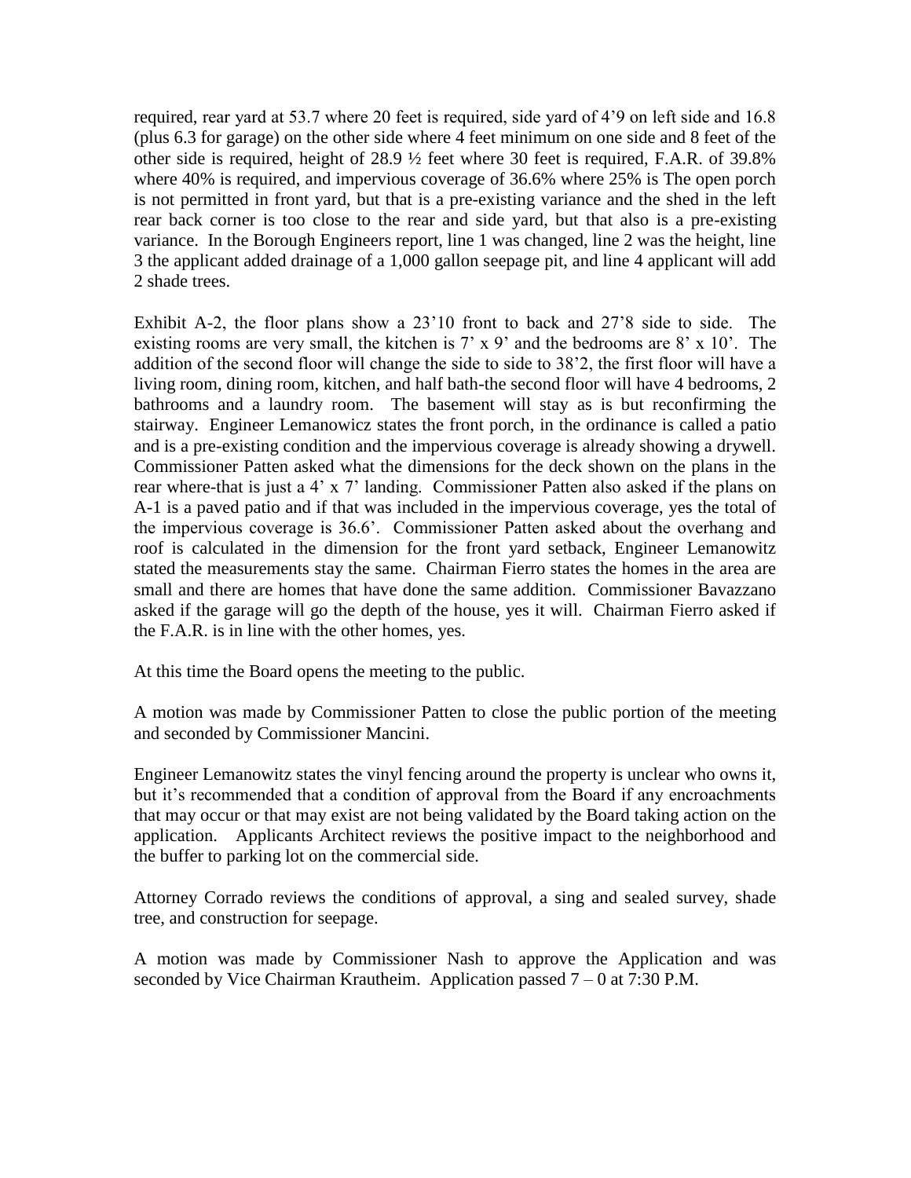required, rear yard at 53.7 where 20 feet is required, side yard of 4'9 on left side and 16.8 (plus 6.3 for garage) on the other side where 4 feet minimum on one side and 8 feet of the other side is required, height of 28.9 ½ feet where 30 feet is required, F.A.R. of 39.8% where 40% is required, and impervious coverage of 36.6% where 25% is The open porch is not permitted in front yard, but that is a pre-existing variance and the shed in the left rear back corner is too close to the rear and side yard, but that also is a pre-existing variance. In the Borough Engineers report, line 1 was changed, line 2 was the height, line 3 the applicant added drainage of a 1,000 gallon seepage pit, and line 4 applicant will add 2 shade trees.

Exhibit A-2, the floor plans show a 23'10 front to back and 27'8 side to side. The existing rooms are very small, the kitchen is 7' x 9' and the bedrooms are 8' x 10'. The addition of the second floor will change the side to side to 38'2, the first floor will have a living room, dining room, kitchen, and half bath-the second floor will have 4 bedrooms, 2 bathrooms and a laundry room. The basement will stay as is but reconfirming the stairway. Engineer Lemanowicz states the front porch, in the ordinance is called a patio and is a pre-existing condition and the impervious coverage is already showing a drywell. Commissioner Patten asked what the dimensions for the deck shown on the plans in the rear where-that is just a 4' x 7' landing. Commissioner Patten also asked if the plans on A-1 is a paved patio and if that was included in the impervious coverage, yes the total of the impervious coverage is 36.6'. Commissioner Patten asked about the overhang and roof is calculated in the dimension for the front yard setback, Engineer Lemanowitz stated the measurements stay the same. Chairman Fierro states the homes in the area are small and there are homes that have done the same addition. Commissioner Bavazzano asked if the garage will go the depth of the house, yes it will. Chairman Fierro asked if the F.A.R. is in line with the other homes, yes.

At this time the Board opens the meeting to the public.

A motion was made by Commissioner Patten to close the public portion of the meeting and seconded by Commissioner Mancini.

Engineer Lemanowitz states the vinyl fencing around the property is unclear who owns it, but it's recommended that a condition of approval from the Board if any encroachments that may occur or that may exist are not being validated by the Board taking action on the application. Applicants Architect reviews the positive impact to the neighborhood and the buffer to parking lot on the commercial side.

Attorney Corrado reviews the conditions of approval, a sing and sealed survey, shade tree, and construction for seepage.

A motion was made by Commissioner Nash to approve the Application and was seconded by Vice Chairman Krautheim. Application passed 7 – 0 at 7:30 P.M.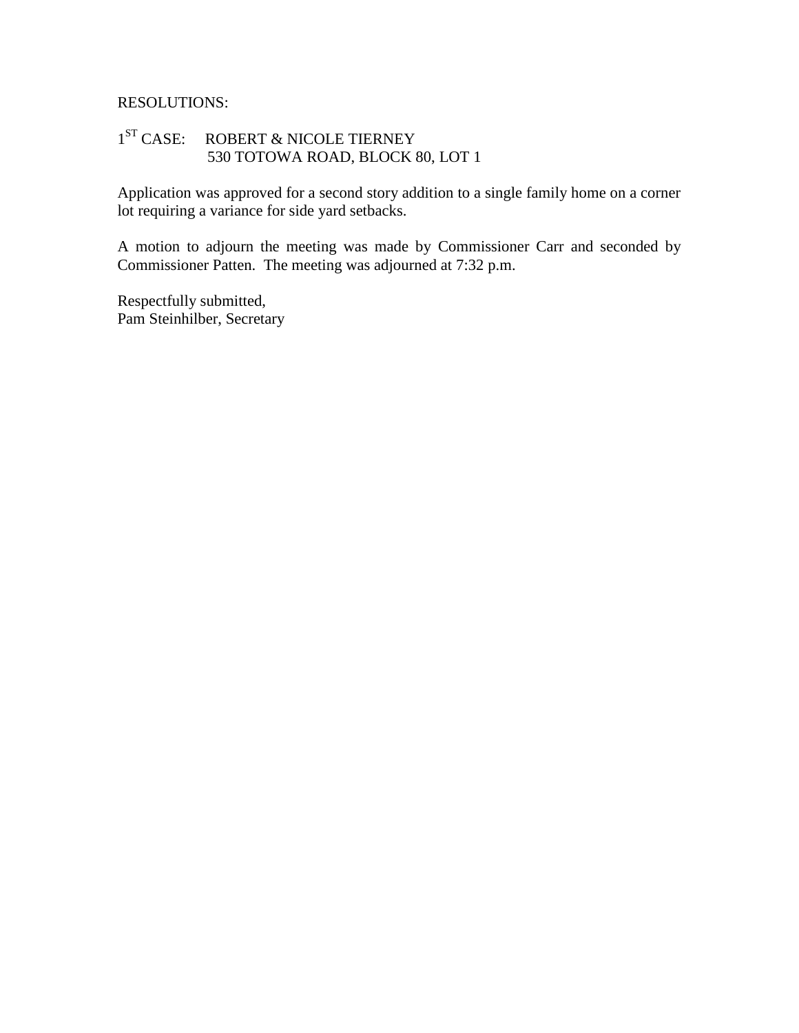RESOLUTIONS:

1ST CASE: ROBERT & NICOLE TIERNEY
530 TOTOWA ROAD, BLOCK 80, LOT 1

Application was approved for a second story addition to a single family home on a corner lot requiring a variance for side yard setbacks.

A motion to adjourn the meeting was made by Commissioner Carr and seconded by Commissioner Patten. The meeting was adjourned at 7:32 p.m.

Respectfully submitted,
Pam Steinhilber, Secretary